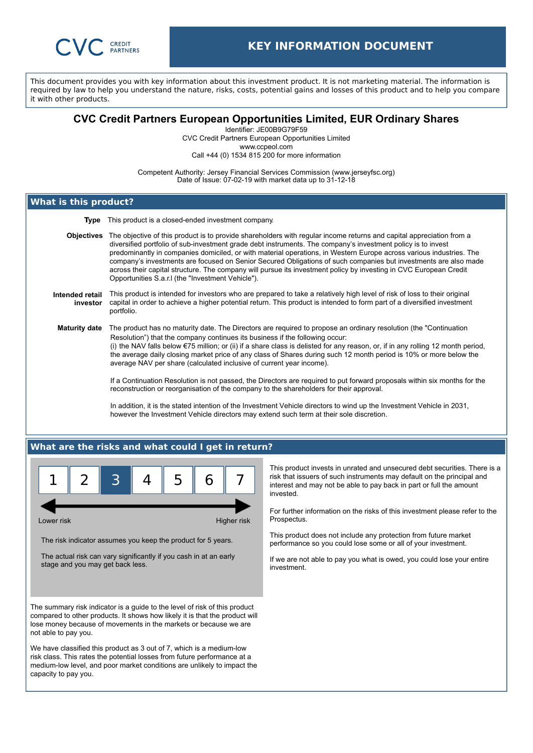CVC CREDIT PARTNERS

# KEY INFORMATION DOCUMENT

This document provides you with key information about this investment product. It is not marketing material. The information is required by law to help you understand the nature, risks, costs, potential gains and losses of this product and to help you compare it with other products.

## CVC Credit Partners European Opportunities Limited, EUR Ordinary Shares

Identifier: JE00B9G79F59
CVC Credit Partners European Opportunities Limited
www.ccpeol.com
Call +44 (0) 1534 815 200 for more information

Competent Authority: Jersey Financial Services Commission (www.jerseyfsc.org)
Date of Issue: 07-02-19 with market data up to 31-12-18

## What is this product?

**Type** This product is a closed-ended investment company.

**Objectives** The objective of this product is to provide shareholders with regular income returns and capital appreciation from a diversified portfolio of sub-investment grade debt instruments. The company's investment policy is to invest predominantly in companies domiciled, or with material operations, in Western Europe across various industries. The company's investments are focused on Senior Secured Obligations of such companies but investments are also made across their capital structure. The company will pursue its investment policy by investing in CVC European Credit Opportunities S.a.r.l (the "Investment Vehicle").

**Intended retail investor** This product is intended for investors who are prepared to take a relatively high level of risk of loss to their original capital in order to achieve a higher potential return. This product is intended to form part of a diversified investment portfolio.

**Maturity date** The product has no maturity date. The Directors are required to propose an ordinary resolution (the "Continuation Resolution") that the company continues its business if the following occur:
(i) the NAV falls below €75 million; or (ii) if a share class is delisted for any reason, or, if in any rolling 12 month period, the average daily closing market price of any class of Shares during such 12 month period is 10% or more below the average NAV per share (calculated inclusive of current year income).

If a Continuation Resolution is not passed, the Directors are required to put forward proposals within six months for the reconstruction or reorganisation of the company to the shareholders for their approval.

In addition, it is the stated intention of the Investment Vehicle directors to wind up the Investment Vehicle in 2031, however the Investment Vehicle directors may extend such term at their sole discretion.

## What are the risks and what could I get in return?

| 1 | 2 | **3** | 4 | 5 | 6 | 7 |
|---|---|---|---|---|---|---|

Lower risk ← → Higher risk

The risk indicator assumes you keep the product for 5 years.

The actual risk can vary significantly if you cash in at an early stage and you may get back less.

The summary risk indicator is a guide to the level of risk of this product compared to other products. It shows how likely it is that the product will lose money because of movements in the markets or because we are not able to pay you.

We have classified this product as 3 out of 7, which is a medium-low risk class. This rates the potential losses from future performance at a medium-low level, and poor market conditions are unlikely to impact the capacity to pay you.

This product invests in unrated and unsecured debt securities. There is a risk that issuers of such instruments may default on the principal and interest and may not be able to pay back in part or full the amount invested.

For further information on the risks of this investment please refer to the Prospectus.

This product does not include any protection from future market performance so you could lose some or all of your investment.

If we are not able to pay you what is owed, you could lose your entire investment.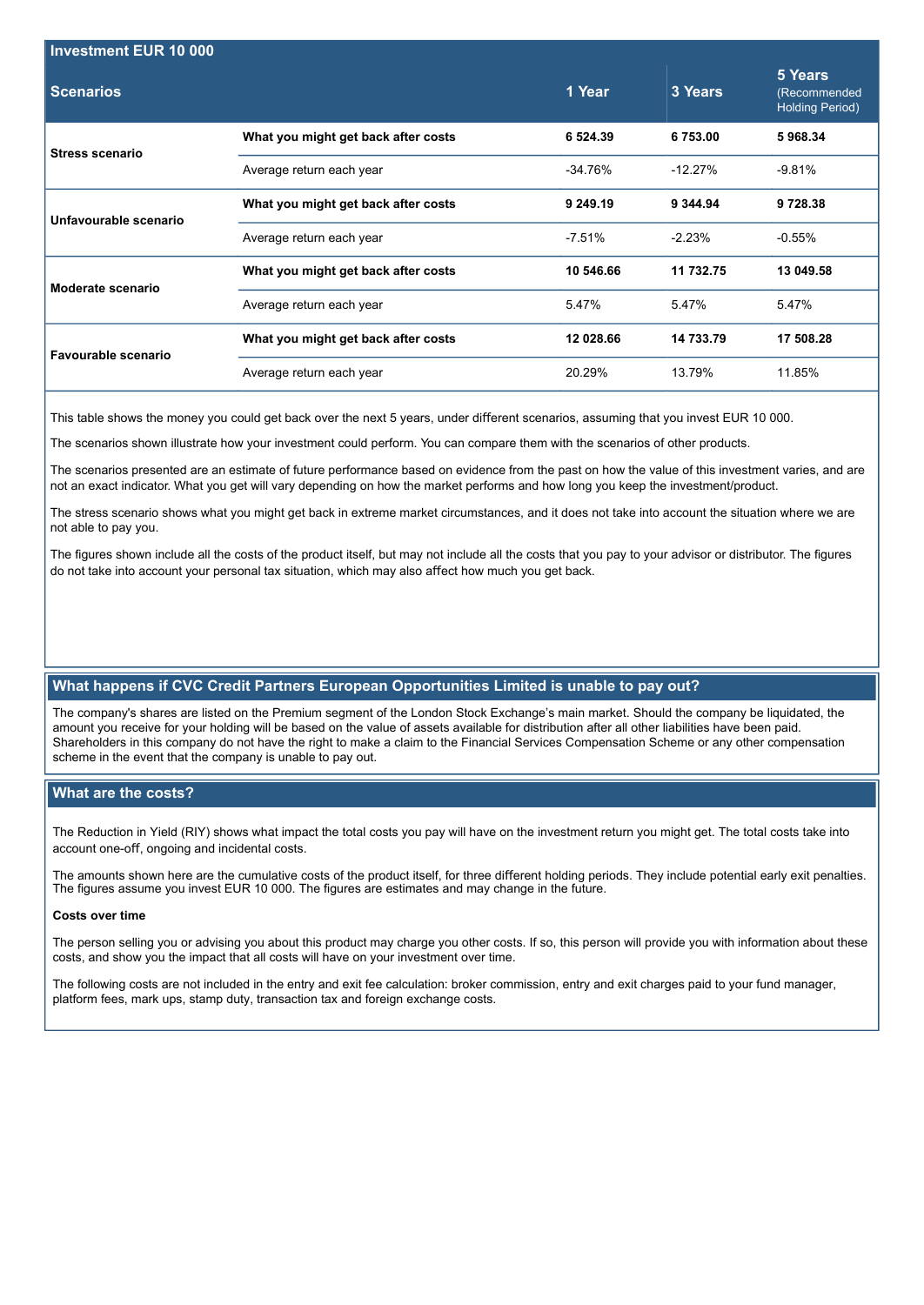| Investment EUR 10 000 | | | | |
|---|---|---|---|---|
| **Scenarios** | | **1 Year** | **3 Years** | **5 Years** (Recommended Holding Period) |
| **Stress scenario** | **What you might get back after costs** | **6 524.39** | **6 753.00** | **5 968.34** |
| | Average return each year | -34.76% | -12.27% | -9.81% |
| **Unfavourable scenario** | **What you might get back after costs** | **9 249.19** | **9 344.94** | **9 728.38** |
| | Average return each year | -7.51% | -2.23% | -0.55% |
| **Moderate scenario** | **What you might get back after costs** | **10 546.66** | **11 732.75** | **13 049.58** |
| | Average return each year | 5.47% | 5.47% | 5.47% |
| **Favourable scenario** | **What you might get back after costs** | **12 028.66** | **14 733.79** | **17 508.28** |
| | Average return each year | 20.29% | 13.79% | 11.85% |

This table shows the money you could get back over the next 5 years, under different scenarios, assuming that you invest EUR 10 000.

The scenarios shown illustrate how your investment could perform. You can compare them with the scenarios of other products.

The scenarios presented are an estimate of future performance based on evidence from the past on how the value of this investment varies, and are not an exact indicator. What you get will vary depending on how the market performs and how long you keep the investment/product.

The stress scenario shows what you might get back in extreme market circumstances, and it does not take into account the situation where we are not able to pay you.

The figures shown include all the costs of the product itself, but may not include all the costs that you pay to your advisor or distributor. The figures do not take into account your personal tax situation, which may also affect how much you get back.

## What happens if CVC Credit Partners European Opportunities Limited is unable to pay out?

The company's shares are listed on the Premium segment of the London Stock Exchange's main market. Should the company be liquidated, the amount you receive for your holding will be based on the value of assets available for distribution after all other liabilities have been paid. Shareholders in this company do not have the right to make a claim to the Financial Services Compensation Scheme or any other compensation scheme in the event that the company is unable to pay out.

## What are the costs?

The Reduction in Yield (RIY) shows what impact the total costs you pay will have on the investment return you might get. The total costs take into account one-off, ongoing and incidental costs.

The amounts shown here are the cumulative costs of the product itself, for three different holding periods. They include potential early exit penalties. The figures assume you invest EUR 10 000. The figures are estimates and may change in the future.

**Costs over time**

The person selling you or advising you about this product may charge you other costs. If so, this person will provide you with information about these costs, and show you the impact that all costs will have on your investment over time.

The following costs are not included in the entry and exit fee calculation: broker commission, entry and exit charges paid to your fund manager, platform fees, mark ups, stamp duty, transaction tax and foreign exchange costs.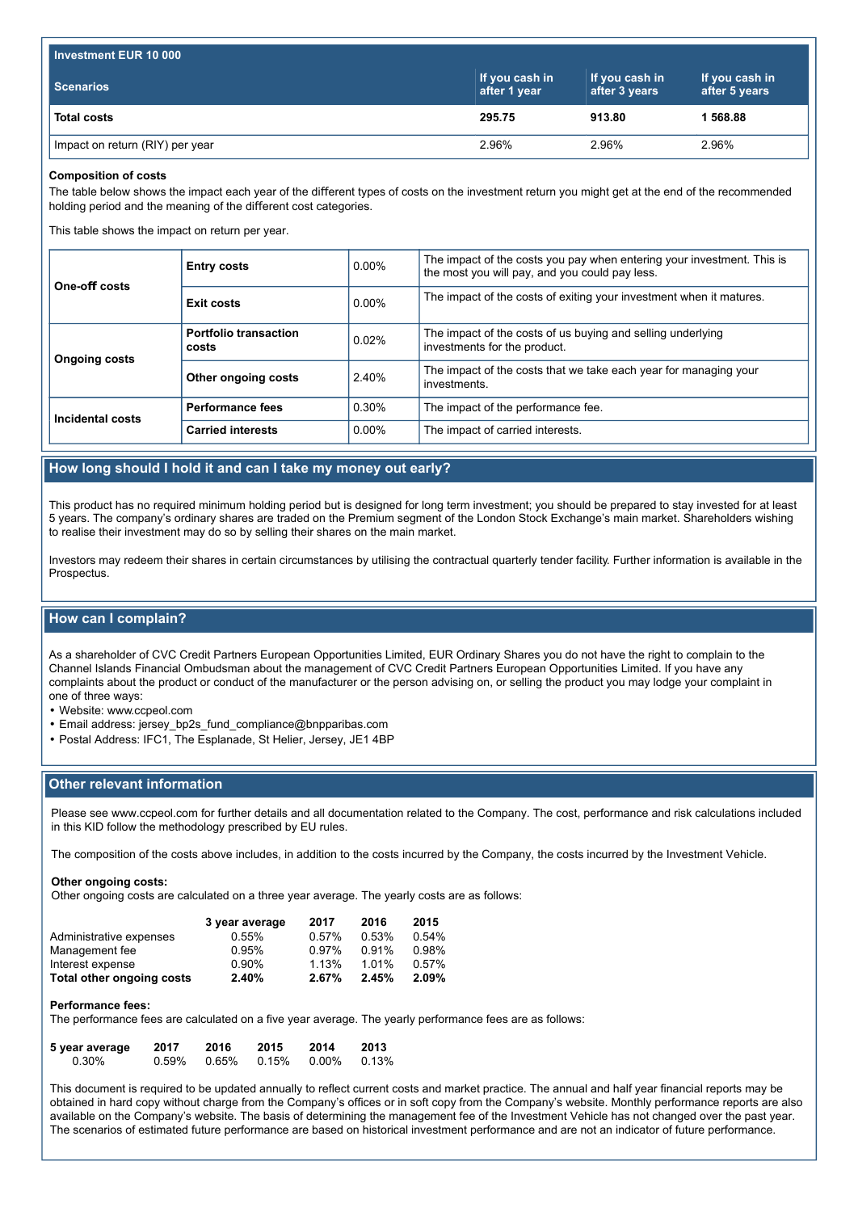| Investment EUR 10 000 | | | |
|---|---|---|---|
| **Scenarios** | **If you cash in after 1 year** | **If you cash in after 3 years** | **If you cash in after 5 years** |
| **Total costs** | **295.75** | **913.80** | **1 568.88** |
| Impact on return (RIY) per year | 2.96% | 2.96% | 2.96% |

**Composition of costs**

The table below shows the impact each year of the different types of costs on the investment return you might get at the end of the recommended holding period and the meaning of the different cost categories.

This table shows the impact on return per year.

| | | | |
|---|---|---|---|
| **One-off costs** | **Entry costs** | 0.00% | The impact of the costs you pay when entering your investment. This is the most you will pay, and you could pay less. |
| | **Exit costs** | 0.00% | The impact of the costs of exiting your investment when it matures. |
| **Ongoing costs** | **Portfolio transaction costs** | 0.02% | The impact of the costs of us buying and selling underlying investments for the product. |
| | **Other ongoing costs** | 2.40% | The impact of the costs that we take each year for managing your investments. |
| **Incidental costs** | **Performance fees** | 0.30% | The impact of the performance fee. |
| | **Carried interests** | 0.00% | The impact of carried interests. |

## How long should I hold it and can I take my money out early?

This product has no required minimum holding period but is designed for long term investment; you should be prepared to stay invested for at least 5 years. The company's ordinary shares are traded on the Premium segment of the London Stock Exchange's main market. Shareholders wishing to realise their investment may do so by selling their shares on the main market.

Investors may redeem their shares in certain circumstances by utilising the contractual quarterly tender facility. Further information is available in the Prospectus.

## How can I complain?

As a shareholder of CVC Credit Partners European Opportunities Limited, EUR Ordinary Shares you do not have the right to complain to the Channel Islands Financial Ombudsman about the management of CVC Credit Partners European Opportunities Limited. If you have any complaints about the product or conduct of the manufacturer or the person advising on, or selling the product you may lodge your complaint in one of three ways:

- Website: www.ccpeol.com
- Email address: jersey_bp2s_fund_compliance@bnpparibas.com
- Postal Address: IFC1, The Esplanade, St Helier, Jersey, JE1 4BP

## Other relevant information

Please see www.ccpeol.com for further details and all documentation related to the Company. The cost, performance and risk calculations included in this KID follow the methodology prescribed by EU rules.

The composition of the costs above includes, in addition to the costs incurred by the Company, the costs incurred by the Investment Vehicle.

**Other ongoing costs:**
Other ongoing costs are calculated on a three year average. The yearly costs are as follows:

| | 3 year average | 2017 | 2016 | 2015 |
|---|---|---|---|---|
| Administrative expenses | 0.55% | 0.57% | 0.53% | 0.54% |
| Management fee | 0.95% | 0.97% | 0.91% | 0.98% |
| Interest expense | 0.90% | 1.13% | 1.01% | 0.57% |
| **Total other ongoing costs** | **2.40%** | **2.67%** | **2.45%** | **2.09%** |

**Performance fees:**
The performance fees are calculated on a five year average. The yearly performance fees are as follows:

| 5 year average | 2017 | 2016 | 2015 | 2014 | 2013 |
|---|---|---|---|---|---|
| 0.30% | 0.59% | 0.65% | 0.15% | 0.00% | 0.13% |

This document is required to be updated annually to reflect current costs and market practice. The annual and half year financial reports may be obtained in hard copy without charge from the Company's offices or in soft copy from the Company's website. Monthly performance reports are also available on the Company's website. The basis of determining the management fee of the Investment Vehicle has not changed over the past year. The scenarios of estimated future performance are based on historical investment performance and are not an indicator of future performance.